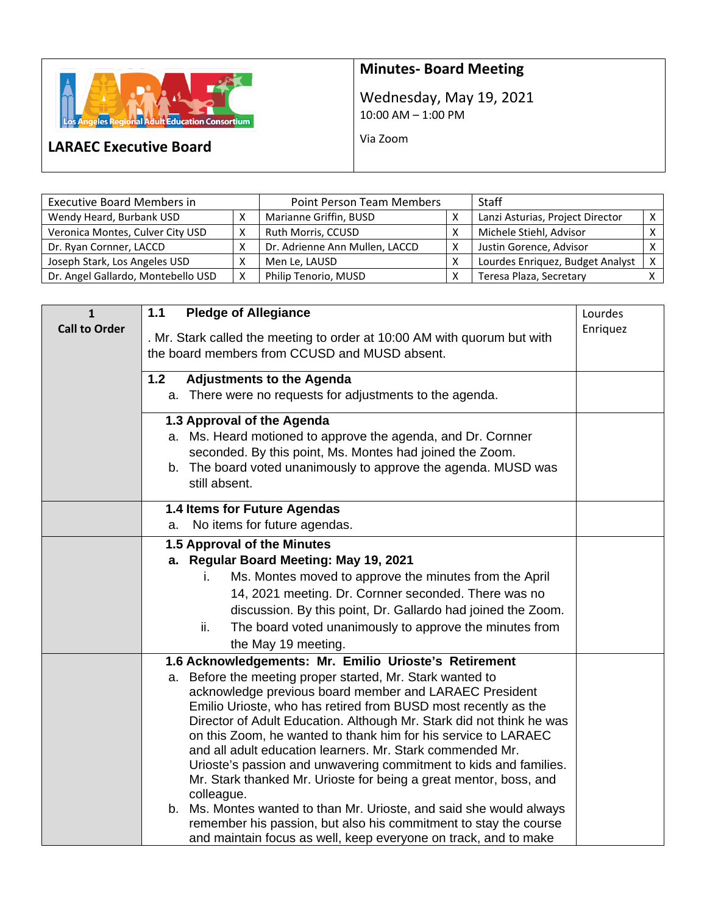**LARAEC Executive Board**

# Minutes- Board Meeting

Wednesday, May 19, 2021
10:00 AM – 1:00 PM

Via Zoom

| Executive Board Members in | | Point Person Team Members | | Staff | |
|---|---|---|---|---|---|
| Wendy Heard, Burbank USD | X | Marianne Griffin, BUSD | X | Lanzi Asturias, Project Director | X |
| Veronica Montes, Culver City USD | X | Ruth Morris, CCUSD | X | Michele Stiehl, Advisor | X |
| Dr. Ryan Cornner, LACCD | X | Dr. Adrienne Ann Mullen, LACCD | X | Justin Gorence, Advisor | X |
| Joseph Stark, Los Angeles USD | X | Men Le, LAUSD | X | Lourdes Enriquez, Budget Analyst | X |
| Dr. Angel Gallardo, Montebello USD | X | Philip Tenorio, MUSD | X | Teresa Plaza, Secretary | X |

| | | |
|---|---|---|
| **1 Call to Order** | **1.1 Pledge of Allegiance**<br><br>. Mr. Stark called the meeting to order at 10:00 AM with quorum but with the board members from CCUSD and MUSD absent. | Lourdes Enriquez |
| | **1.2 Adjustments to the Agenda**<br>a. There were no requests for adjustments to the agenda. | |
| | **1.3 Approval of the Agenda**<br>a. Ms. Heard motioned to approve the agenda, and Dr. Cornner seconded. By this point, Ms. Montes had joined the Zoom.<br>b. The board voted unanimously to approve the agenda. MUSD was still absent. | |
| | **1.4 Items for Future Agendas**<br>a. No items for future agendas. | |
| | **1.5 Approval of the Minutes**<br>**a. Regular Board Meeting: May 19, 2021**<br>i. Ms. Montes moved to approve the minutes from the April 14, 2021 meeting. Dr. Cornner seconded. There was no discussion. By this point, Dr. Gallardo had joined the Zoom.<br>ii. The board voted unanimously to approve the minutes from the May 19 meeting. | |
| | **1.6 Acknowledgements: Mr. Emilio Urioste's Retirement**<br>a. Before the meeting proper started, Mr. Stark wanted to acknowledge previous board member and LARAEC President Emilio Urioste, who has retired from BUSD most recently as the Director of Adult Education. Although Mr. Stark did not think he was on this Zoom, he wanted to thank him for his service to LARAEC and all adult education learners. Mr. Stark commended Mr. Urioste's passion and unwavering commitment to kids and families. Mr. Stark thanked Mr. Urioste for being a great mentor, boss, and colleague.<br>b. Ms. Montes wanted to than Mr. Urioste, and said she would always remember his passion, but also his commitment to stay the course and maintain focus as well, keep everyone on track, and to make | |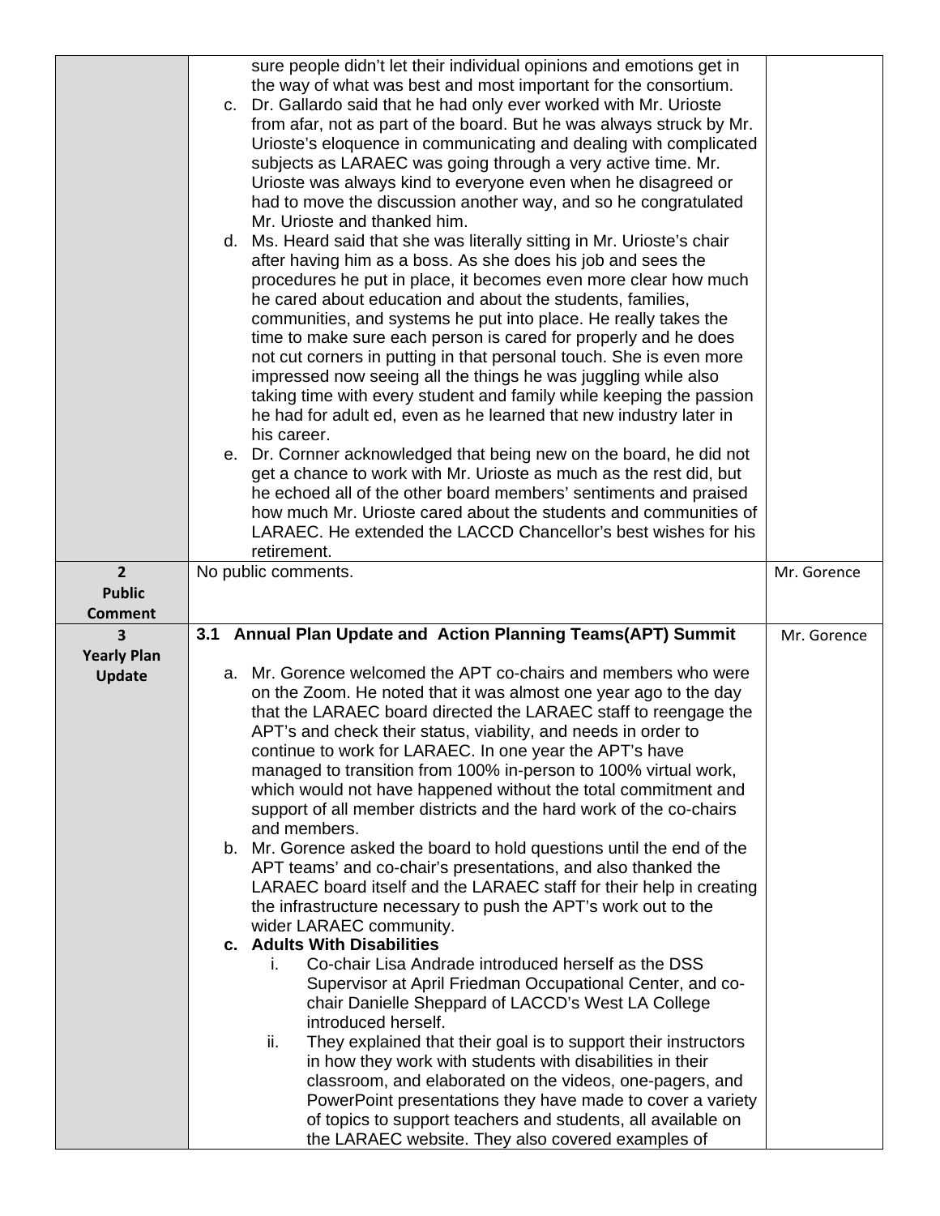| | | |
|---|---|---|
| | sure people didn't let their individual opinions and emotions get in the way of what was best and most important for the consortium.<br>c. Dr. Gallardo said that he had only ever worked with Mr. Urioste from afar, not as part of the board. But he was always struck by Mr. Urioste's eloquence in communicating and dealing with complicated subjects as LARAEC was going through a very active time. Mr. Urioste was always kind to everyone even when he disagreed or had to move the discussion another way, and so he congratulated Mr. Urioste and thanked him.<br>d. Ms. Heard said that she was literally sitting in Mr. Urioste's chair after having him as a boss. As she does his job and sees the procedures he put in place, it becomes even more clear how much he cared about education and about the students, families, communities, and systems he put into place. He really takes the time to make sure each person is cared for properly and he does not cut corners in putting in that personal touch. She is even more impressed now seeing all the things he was juggling while also taking time with every student and family while keeping the passion he had for adult ed, even as he learned that new industry later in his career.<br>e. Dr. Cornner acknowledged that being new on the board, he did not get a chance to work with Mr. Urioste as much as the rest did, but he echoed all of the other board members' sentiments and praised how much Mr. Urioste cared about the students and communities of LARAEC. He extended the LACCD Chancellor's best wishes for his retirement. | |
| **2**<br>**Public Comment** | No public comments. | Mr. Gorence |
| **3**<br>**Yearly Plan Update** | **3.1 Annual Plan Update and Action Planning Teams(APT) Summit**<br><br>a. Mr. Gorence welcomed the APT co-chairs and members who were on the Zoom. He noted that it was almost one year ago to the day that the LARAEC board directed the LARAEC staff to reengage the APT's and check their status, viability, and needs in order to continue to work for LARAEC. In one year the APT's have managed to transition from 100% in-person to 100% virtual work, which would not have happened without the total commitment and support of all member districts and the hard work of the co-chairs and members.<br>b. Mr. Gorence asked the board to hold questions until the end of the APT teams' and co-chair's presentations, and also thanked the LARAEC board itself and the LARAEC staff for their help in creating the infrastructure necessary to push the APT's work out to the wider LARAEC community.<br>**c. Adults With Disabilities**<br>i. Co-chair Lisa Andrade introduced herself as the DSS Supervisor at April Friedman Occupational Center, and co-chair Danielle Sheppard of LACCD's West LA College introduced herself.<br>ii. They explained that their goal is to support their instructors in how they work with students with disabilities in their classroom, and elaborated on the videos, one-pagers, and PowerPoint presentations they have made to cover a variety of topics to support teachers and students, all available on the LARAEC website. They also covered examples of | Mr. Gorence |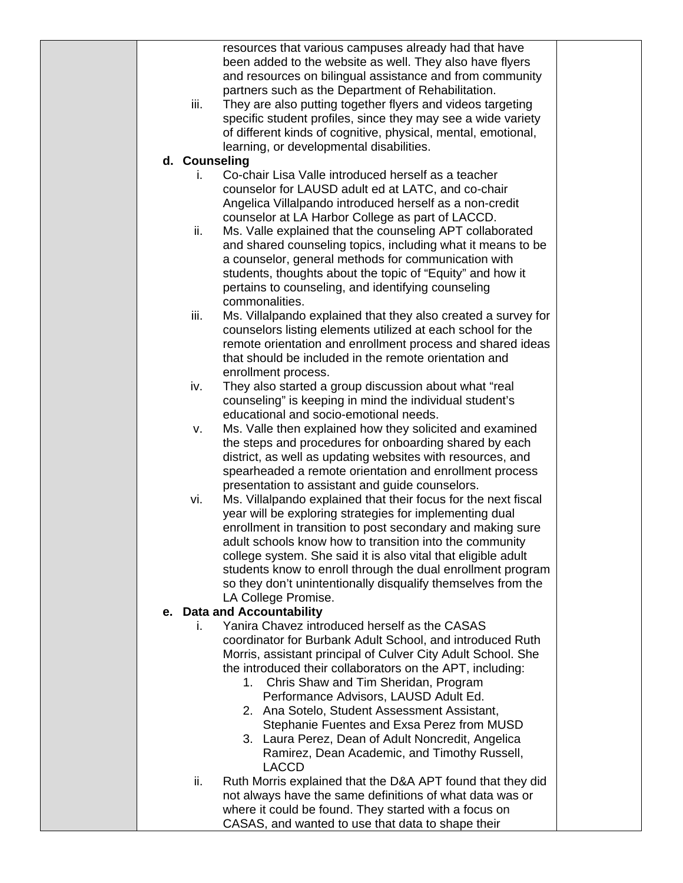resources that various campuses already had that have been added to the website as well. They also have flyers and resources on bilingual assistance and from community partners such as the Department of Rehabilitation.

iii. They are also putting together flyers and videos targeting specific student profiles, since they may see a wide variety of different kinds of cognitive, physical, mental, emotional, learning, or developmental disabilities.

**d. Counseling**

i. Co-chair Lisa Valle introduced herself as a teacher counselor for LAUSD adult ed at LATC, and co-chair Angelica Villalpando introduced herself as a non-credit counselor at LA Harbor College as part of LACCD.

ii. Ms. Valle explained that the counseling APT collaborated and shared counseling topics, including what it means to be a counselor, general methods for communication with students, thoughts about the topic of "Equity" and how it pertains to counseling, and identifying counseling commonalities.

iii. Ms. Villalpando explained that they also created a survey for counselors listing elements utilized at each school for the remote orientation and enrollment process and shared ideas that should be included in the remote orientation and enrollment process.

iv. They also started a group discussion about what "real counseling" is keeping in mind the individual student's educational and socio-emotional needs.

v. Ms. Valle then explained how they solicited and examined the steps and procedures for onboarding shared by each district, as well as updating websites with resources, and spearheaded a remote orientation and enrollment process presentation to assistant and guide counselors.

vi. Ms. Villalpando explained that their focus for the next fiscal year will be exploring strategies for implementing dual enrollment in transition to post secondary and making sure adult schools know how to transition into the community college system. She said it is also vital that eligible adult students know to enroll through the dual enrollment program so they don't unintentionally disqualify themselves from the LA College Promise.

**e. Data and Accountability**

i. Yanira Chavez introduced herself as the CASAS coordinator for Burbank Adult School, and introduced Ruth Morris, assistant principal of Culver City Adult School. She the introduced their collaborators on the APT, including:

1. Chris Shaw and Tim Sheridan, Program Performance Advisors, LAUSD Adult Ed.
2. Ana Sotelo, Student Assessment Assistant, Stephanie Fuentes and Exsa Perez from MUSD
3. Laura Perez, Dean of Adult Noncredit, Angelica Ramirez, Dean Academic, and Timothy Russell, LACCD

ii. Ruth Morris explained that the D&A APT found that they did not always have the same definitions of what data was or where it could be found. They started with a focus on CASAS, and wanted to use that data to shape their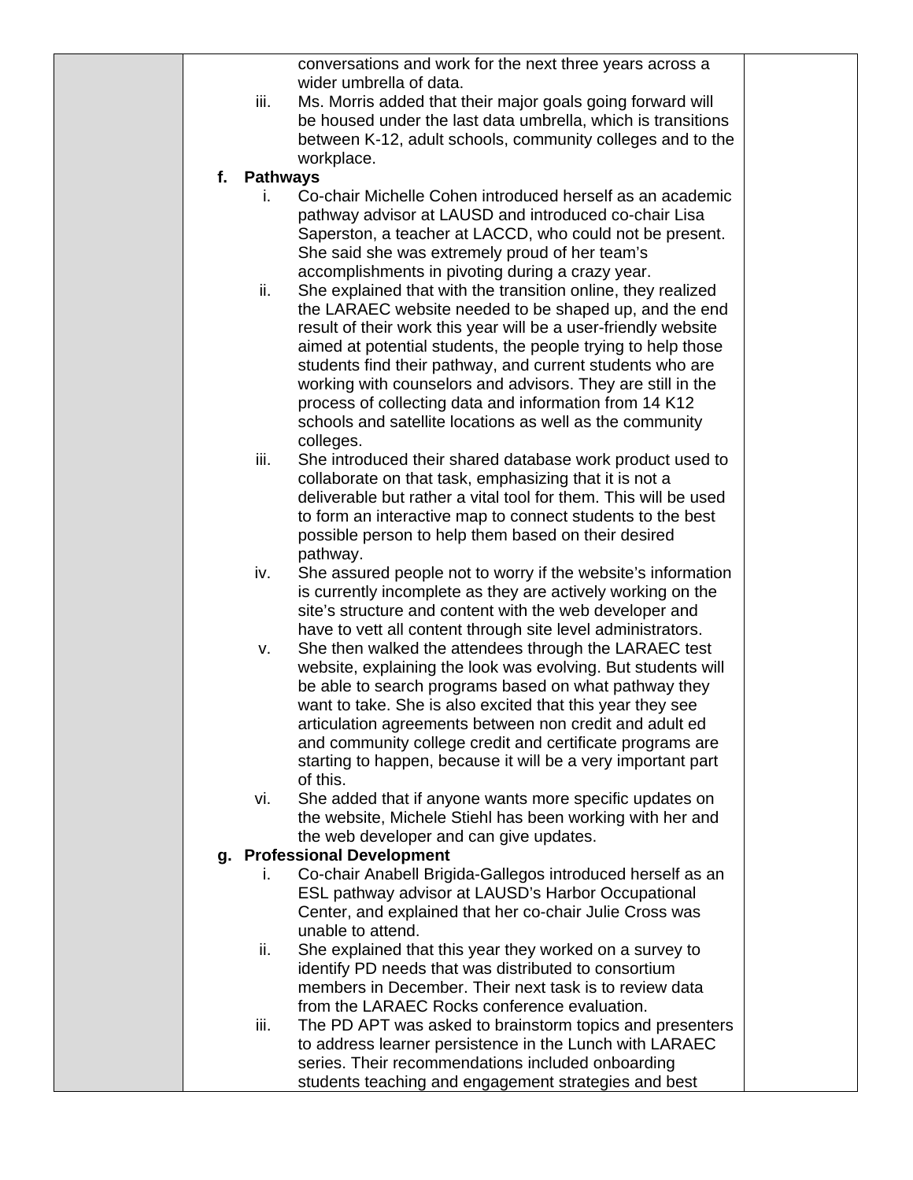conversations and work for the next three years across a wider umbrella of data.

iii. Ms. Morris added that their major goals going forward will be housed under the last data umbrella, which is transitions between K-12, adult schools, community colleges and to the workplace.

**f. Pathways**

i. Co-chair Michelle Cohen introduced herself as an academic pathway advisor at LAUSD and introduced co-chair Lisa Saperston, a teacher at LACCD, who could not be present. She said she was extremely proud of her team's accomplishments in pivoting during a crazy year.

ii. She explained that with the transition online, they realized the LARAEC website needed to be shaped up, and the end result of their work this year will be a user-friendly website aimed at potential students, the people trying to help those students find their pathway, and current students who are working with counselors and advisors. They are still in the process of collecting data and information from 14 K12 schools and satellite locations as well as the community colleges.

iii. She introduced their shared database work product used to collaborate on that task, emphasizing that it is not a deliverable but rather a vital tool for them. This will be used to form an interactive map to connect students to the best possible person to help them based on their desired pathway.

iv. She assured people not to worry if the website's information is currently incomplete as they are actively working on the site's structure and content with the web developer and have to vett all content through site level administrators.

v. She then walked the attendees through the LARAEC test website, explaining the look was evolving. But students will be able to search programs based on what pathway they want to take. She is also excited that this year they see articulation agreements between non credit and adult ed and community college credit and certificate programs are starting to happen, because it will be a very important part of this.

vi. She added that if anyone wants more specific updates on the website, Michele Stiehl has been working with her and the web developer and can give updates.

**g. Professional Development**

i. Co-chair Anabell Brigida-Gallegos introduced herself as an ESL pathway advisor at LAUSD's Harbor Occupational Center, and explained that her co-chair Julie Cross was unable to attend.

ii. She explained that this year they worked on a survey to identify PD needs that was distributed to consortium members in December. Their next task is to review data from the LARAEC Rocks conference evaluation.

iii. The PD APT was asked to brainstorm topics and presenters to address learner persistence in the Lunch with LARAEC series. Their recommendations included onboarding students teaching and engagement strategies and best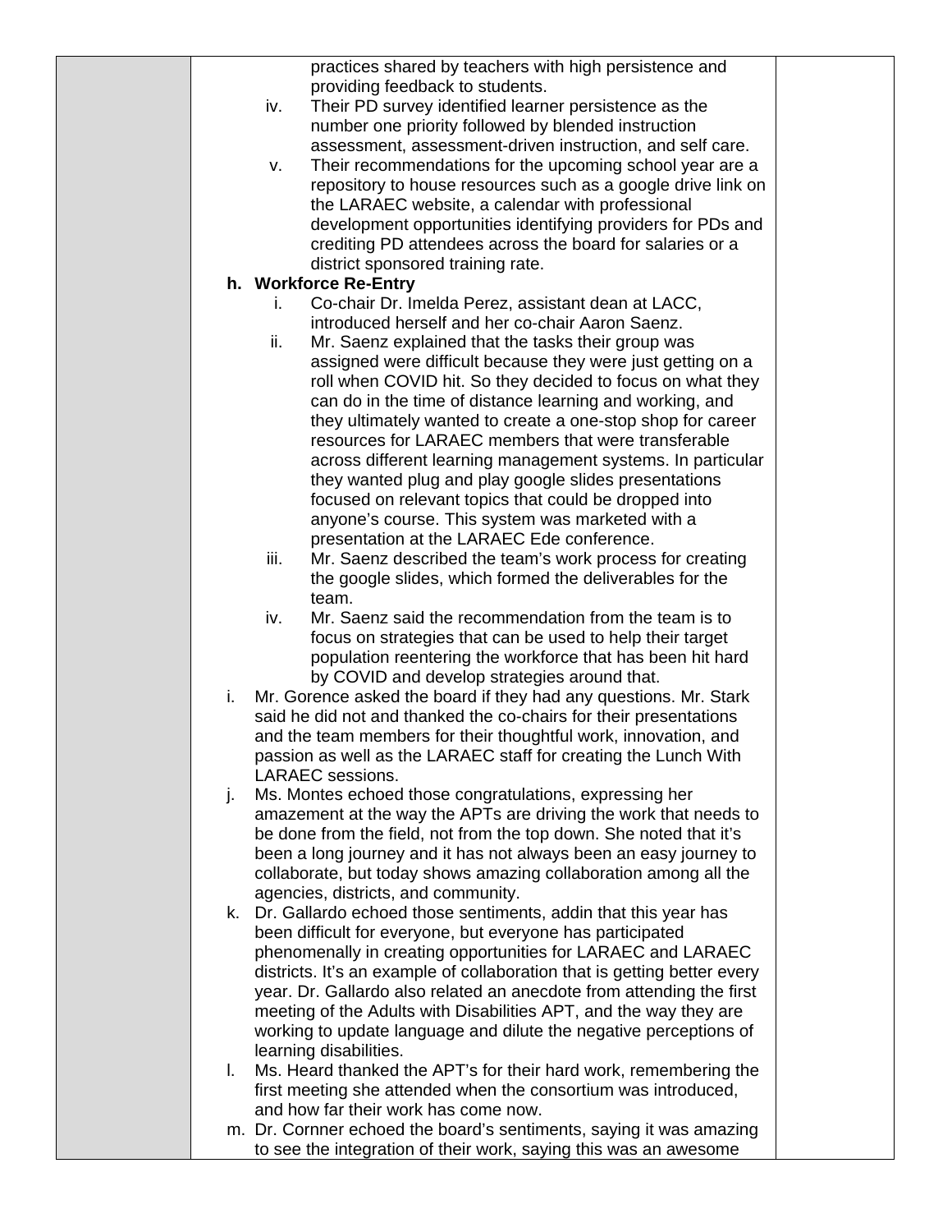practices shared by teachers with high persistence and providing feedback to students.

  iv. Their PD survey identified learner persistence as the number one priority followed by blended instruction assessment, assessment-driven instruction, and self care.
  v. Their recommendations for the upcoming school year are a repository to house resources such as a google drive link on the LARAEC website, a calendar with professional development opportunities identifying providers for PDs and crediting PD attendees across the board for salaries or a district sponsored training rate.

**h. Workforce Re-Entry**

  i. Co-chair Dr. Imelda Perez, assistant dean at LACC, introduced herself and her co-chair Aaron Saenz.
  ii. Mr. Saenz explained that the tasks their group was assigned were difficult because they were just getting on a roll when COVID hit. So they decided to focus on what they can do in the time of distance learning and working, and they ultimately wanted to create a one-stop shop for career resources for LARAEC members that were transferable across different learning management systems. In particular they wanted plug and play google slides presentations focused on relevant topics that could be dropped into anyone's course. This system was marketed with a presentation at the LARAEC Ede conference.
  iii. Mr. Saenz described the team's work process for creating the google slides, which formed the deliverables for the team.
  iv. Mr. Saenz said the recommendation from the team is to focus on strategies that can be used to help their target population reentering the workforce that has been hit hard by COVID and develop strategies around that.

i. Mr. Gorence asked the board if they had any questions. Mr. Stark said he did not and thanked the co-chairs for their presentations and the team members for their thoughtful work, innovation, and passion as well as the LARAEC staff for creating the Lunch With LARAEC sessions.

j. Ms. Montes echoed those congratulations, expressing her amazement at the way the APTs are driving the work that needs to be done from the field, not from the top down. She noted that it's been a long journey and it has not always been an easy journey to collaborate, but today shows amazing collaboration among all the agencies, districts, and community.

k. Dr. Gallardo echoed those sentiments, addin that this year has been difficult for everyone, but everyone has participated phenomenally in creating opportunities for LARAEC and LARAEC districts. It's an example of collaboration that is getting better every year. Dr. Gallardo also related an anecdote from attending the first meeting of the Adults with Disabilities APT, and the way they are working to update language and dilute the negative perceptions of learning disabilities.

l. Ms. Heard thanked the APT's for their hard work, remembering the first meeting she attended when the consortium was introduced, and how far their work has come now.

m. Dr. Cornner echoed the board's sentiments, saying it was amazing to see the integration of their work, saying this was an awesome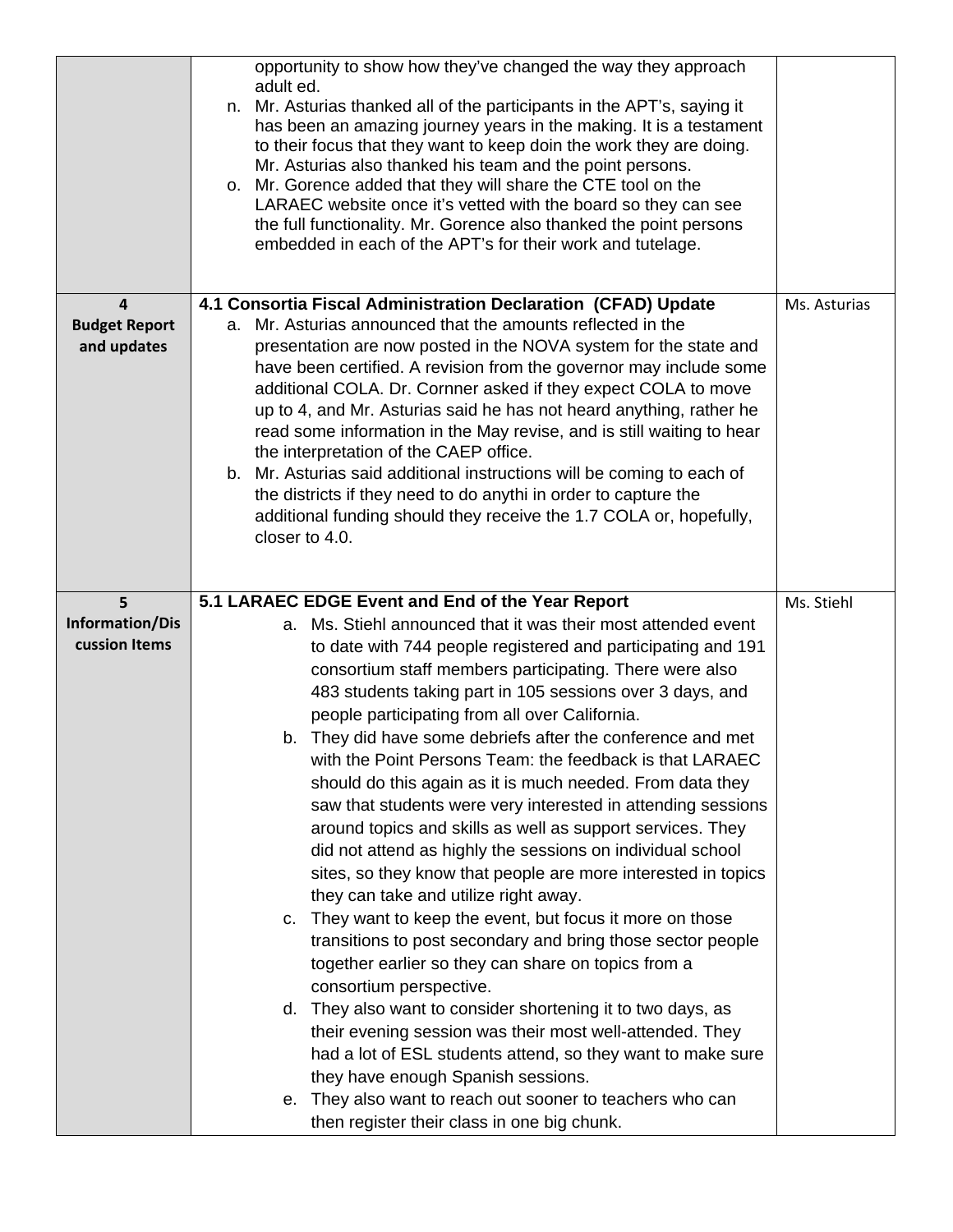| | | |
|---|---|---|
| | opportunity to show how they've changed the way they approach adult ed.<br>n. Mr. Asturias thanked all of the participants in the APT's, saying it has been an amazing journey years in the making. It is a testament to their focus that they want to keep doin the work they are doing. Mr. Asturias also thanked his team and the point persons.<br>o. Mr. Gorence added that they will share the CTE tool on the LARAEC website once it's vetted with the board so they can see the full functionality. Mr. Gorence also thanked the point persons embedded in each of the APT's for their work and tutelage. | |
| **4**<br>**Budget Report and updates** | **4.1 Consortia Fiscal Administration Declaration (CFAD) Update**<br>a. Mr. Asturias announced that the amounts reflected in the presentation are now posted in the NOVA system for the state and have been certified. A revision from the governor may include some additional COLA. Dr. Cornner asked if they expect COLA to move up to 4, and Mr. Asturias said he has not heard anything, rather he read some information in the May revise, and is still waiting to hear the interpretation of the CAEP office.<br>b. Mr. Asturias said additional instructions will be coming to each of the districts if they need to do anythi in order to capture the additional funding should they receive the 1.7 COLA or, hopefully, closer to 4.0. | Ms. Asturias |
| **5**<br>**Information/Discussion Items** | **5.1 LARAEC EDGE Event and End of the Year Report**<br>a. Ms. Stiehl announced that it was their most attended event to date with 744 people registered and participating and 191 consortium staff members participating. There were also 483 students taking part in 105 sessions over 3 days, and people participating from all over California.<br>b. They did have some debriefs after the conference and met with the Point Persons Team: the feedback is that LARAEC should do this again as it is much needed. From data they saw that students were very interested in attending sessions around topics and skills as well as support services. They did not attend as highly the sessions on individual school sites, so they know that people are more interested in topics they can take and utilize right away.<br>c. They want to keep the event, but focus it more on those transitions to post secondary and bring those sector people together earlier so they can share on topics from a consortium perspective.<br>d. They also want to consider shortening it to two days, as their evening session was their most well-attended. They had a lot of ESL students attend, so they want to make sure they have enough Spanish sessions.<br>e. They also want to reach out sooner to teachers who can then register their class in one big chunk. | Ms. Stiehl |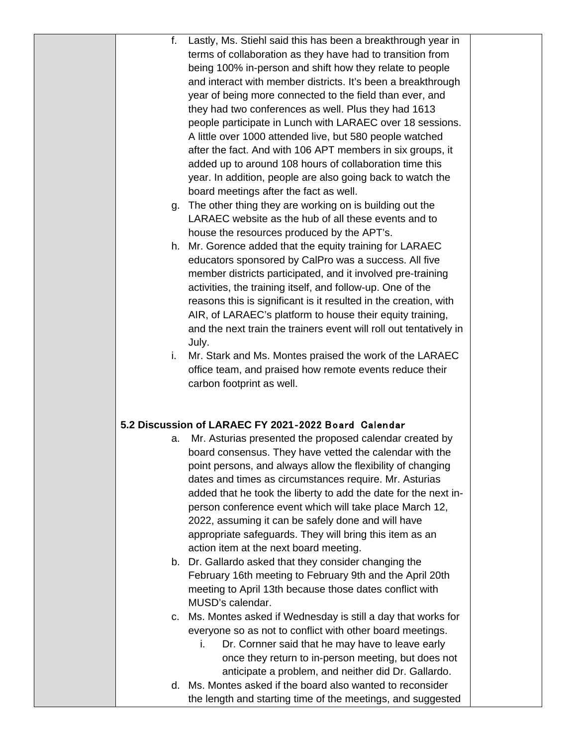f. Lastly, Ms. Stiehl said this has been a breakthrough year in terms of collaboration as they have had to transition from being 100% in-person and shift how they relate to people and interact with member districts. It's been a breakthrough year of being more connected to the field than ever, and they had two conferences as well. Plus they had 1613 people participate in Lunch with LARAEC over 18 sessions. A little over 1000 attended live, but 580 people watched after the fact. And with 106 APT members in six groups, it added up to around 108 hours of collaboration time this year. In addition, people are also going back to watch the board meetings after the fact as well.

g. The other thing they are working on is building out the LARAEC website as the hub of all these events and to house the resources produced by the APT's.

h. Mr. Gorence added that the equity training for LARAEC educators sponsored by CalPro was a success. All five member districts participated, and it involved pre-training activities, the training itself, and follow-up. One of the reasons this is significant is it resulted in the creation, with AIR, of LARAEC's platform to house their equity training, and the next train the trainers event will roll out tentatively in July.

i. Mr. Stark and Ms. Montes praised the work of the LARAEC office team, and praised how remote events reduce their carbon footprint as well.

**5.2 Discussion of LARAEC FY 2021-2022 Board Calendar**

a. Mr. Asturias presented the proposed calendar created by board consensus. They have vetted the calendar with the point persons, and always allow the flexibility of changing dates and times as circumstances require. Mr. Asturias added that he took the liberty to add the date for the next in-person conference event which will take place March 12, 2022, assuming it can be safely done and will have appropriate safeguards. They will bring this item as an action item at the next board meeting.

b. Dr. Gallardo asked that they consider changing the February 16th meeting to February 9th and the April 20th meeting to April 13th because those dates conflict with MUSD's calendar.

c. Ms. Montes asked if Wednesday is still a day that works for everyone so as not to conflict with other board meetings.

   i. Dr. Cornner said that he may have to leave early once they return to in-person meeting, but does not anticipate a problem, and neither did Dr. Gallardo.

d. Ms. Montes asked if the board also wanted to reconsider the length and starting time of the meetings, and suggested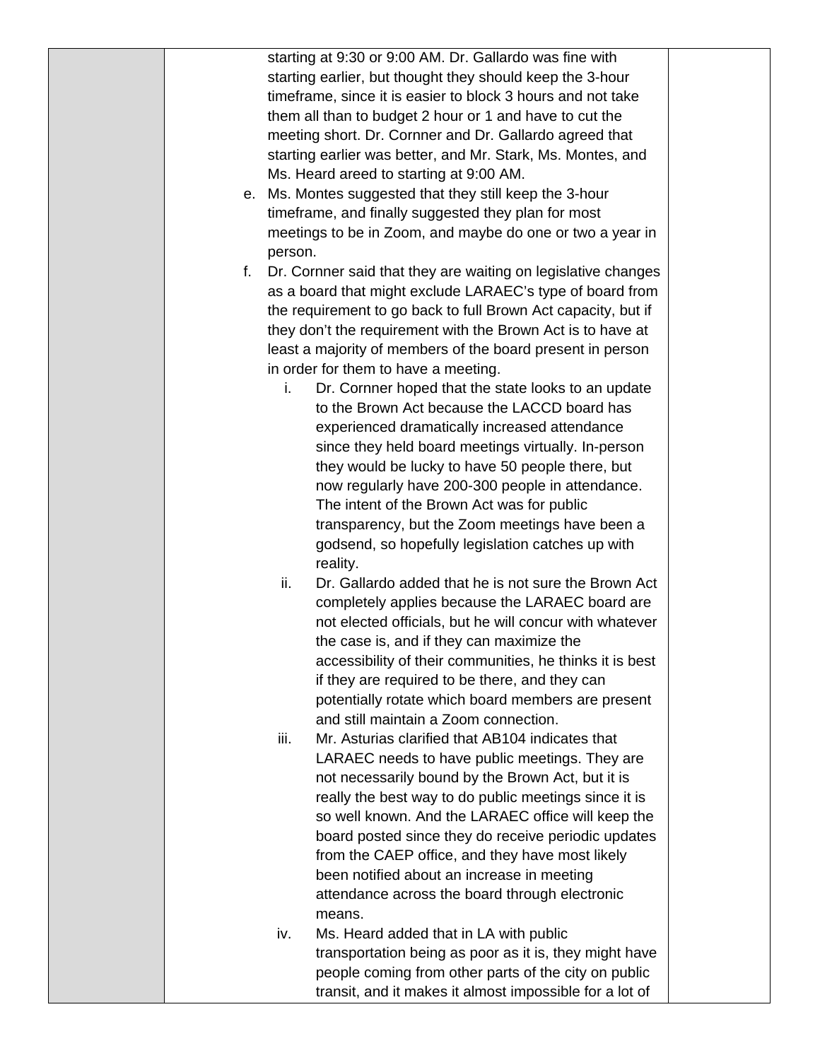starting at 9:30 or 9:00 AM. Dr. Gallardo was fine with starting earlier, but thought they should keep the 3-hour timeframe, since it is easier to block 3 hours and not take them all than to budget 2 hour or 1 and have to cut the meeting short. Dr. Cornner and Dr. Gallardo agreed that starting earlier was better, and Mr. Stark, Ms. Montes, and Ms. Heard areed to starting at 9:00 AM.

e. Ms. Montes suggested that they still keep the 3-hour timeframe, and finally suggested they plan for most meetings to be in Zoom, and maybe do one or two a year in person.

f. Dr. Cornner said that they are waiting on legislative changes as a board that might exclude LARAEC's type of board from the requirement to go back to full Brown Act capacity, but if they don't the requirement with the Brown Act is to have at least a majority of members of the board present in person in order for them to have a meeting.

   i. Dr. Cornner hoped that the state looks to an update to the Brown Act because the LACCD board has experienced dramatically increased attendance since they held board meetings virtually. In-person they would be lucky to have 50 people there, but now regularly have 200-300 people in attendance. The intent of the Brown Act was for public transparency, but the Zoom meetings have been a godsend, so hopefully legislation catches up with reality.

   ii. Dr. Gallardo added that he is not sure the Brown Act completely applies because the LARAEC board are not elected officials, but he will concur with whatever the case is, and if they can maximize the accessibility of their communities, he thinks it is best if they are required to be there, and they can potentially rotate which board members are present and still maintain a Zoom connection.

   iii. Mr. Asturias clarified that AB104 indicates that LARAEC needs to have public meetings. They are not necessarily bound by the Brown Act, but it is really the best way to do public meetings since it is so well known. And the LARAEC office will keep the board posted since they do receive periodic updates from the CAEP office, and they have most likely been notified about an increase in meeting attendance across the board through electronic means.

   iv. Ms. Heard added that in LA with public transportation being as poor as it is, they might have people coming from other parts of the city on public transit, and it makes it almost impossible for a lot of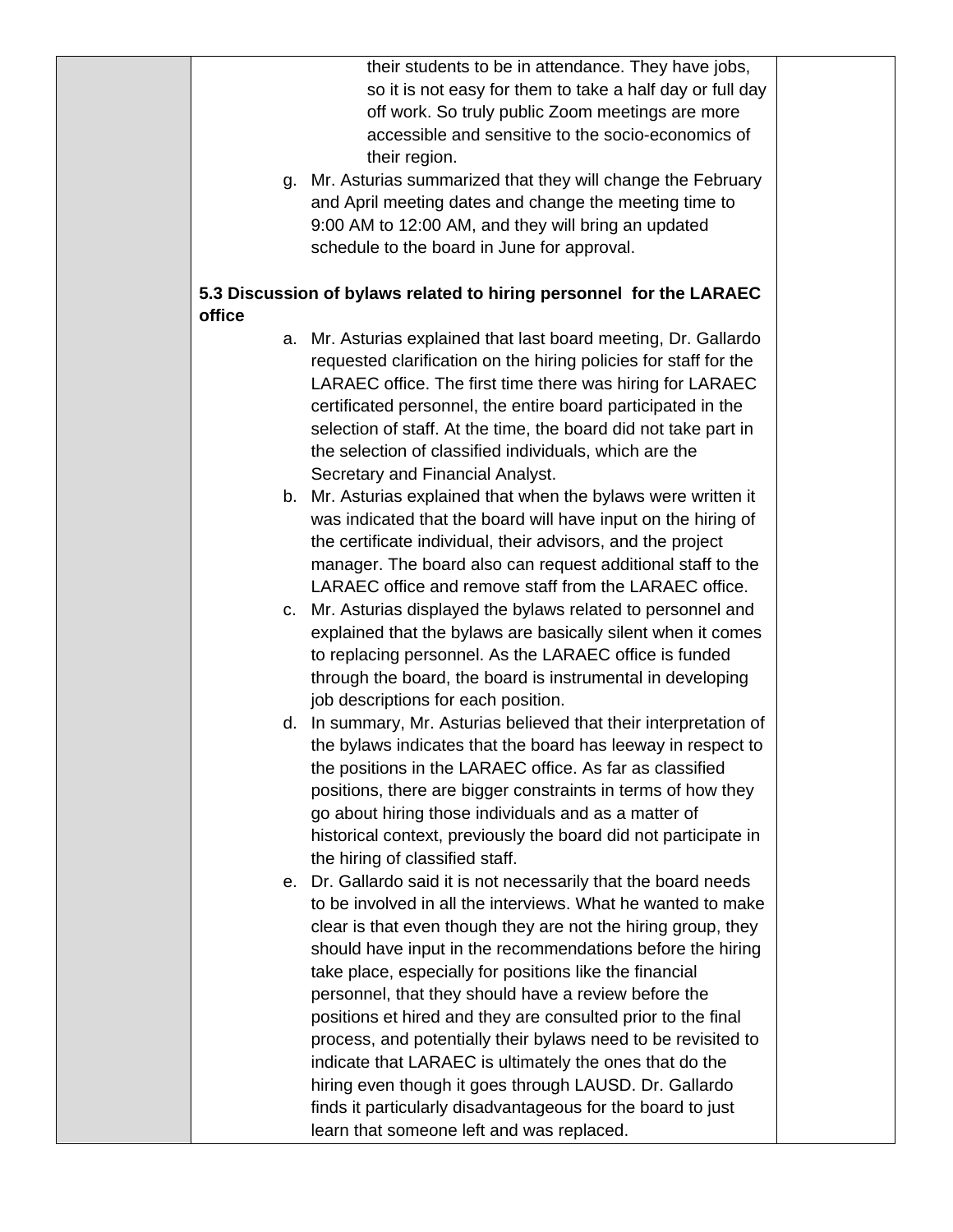their students to be in attendance. They have jobs, so it is not easy for them to take a half day or full day off work. So truly public Zoom meetings are more accessible and sensitive to the socio-economics of their region.

g. Mr. Asturias summarized that they will change the February and April meeting dates and change the meeting time to 9:00 AM to 12:00 AM, and they will bring an updated schedule to the board in June for approval.

**5.3 Discussion of bylaws related to hiring personnel for the LARAEC office**

a. Mr. Asturias explained that last board meeting, Dr. Gallardo requested clarification on the hiring policies for staff for the LARAEC office. The first time there was hiring for LARAEC certificated personnel, the entire board participated in the selection of staff. At the time, the board did not take part in the selection of classified individuals, which are the Secretary and Financial Analyst.

b. Mr. Asturias explained that when the bylaws were written it was indicated that the board will have input on the hiring of the certificate individual, their advisors, and the project manager. The board also can request additional staff to the LARAEC office and remove staff from the LARAEC office.

c. Mr. Asturias displayed the bylaws related to personnel and explained that the bylaws are basically silent when it comes to replacing personnel. As the LARAEC office is funded through the board, the board is instrumental in developing job descriptions for each position.

d. In summary, Mr. Asturias believed that their interpretation of the bylaws indicates that the board has leeway in respect to the positions in the LARAEC office. As far as classified positions, there are bigger constraints in terms of how they go about hiring those individuals and as a matter of historical context, previously the board did not participate in the hiring of classified staff.

e. Dr. Gallardo said it is not necessarily that the board needs to be involved in all the interviews. What he wanted to make clear is that even though they are not the hiring group, they should have input in the recommendations before the hiring take place, especially for positions like the financial personnel, that they should have a review before the positions et hired and they are consulted prior to the final process, and potentially their bylaws need to be revisited to indicate that LARAEC is ultimately the ones that do the hiring even though it goes through LAUSD. Dr. Gallardo finds it particularly disadvantageous for the board to just learn that someone left and was replaced.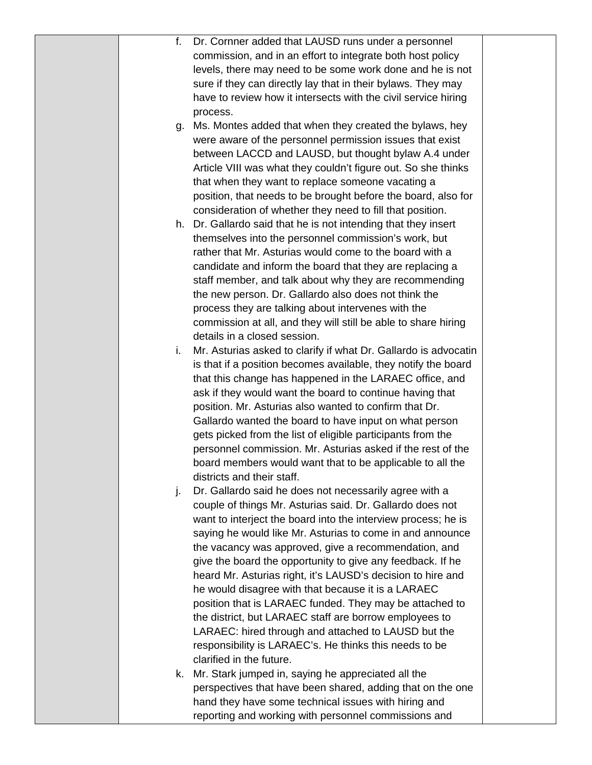| | | |
|---|---|---|
| | f. Dr. Cornner added that LAUSD runs under a personnel commission, and in an effort to integrate both host policy levels, there may need to be some work done and he is not sure if they can directly lay that in their bylaws. They may have to review how it intersects with the civil service hiring process.<br>g. Ms. Montes added that when they created the bylaws, hey were aware of the personnel permission issues that exist between LACCD and LAUSD, but thought bylaw A.4 under Article VIII was what they couldn't figure out. So she thinks that when they want to replace someone vacating a position, that needs to be brought before the board, also for consideration of whether they need to fill that position.<br>h. Dr. Gallardo said that he is not intending that they insert themselves into the personnel commission's work, but rather that Mr. Asturias would come to the board with a candidate and inform the board that they are replacing a staff member, and talk about why they are recommending the new person. Dr. Gallardo also does not think the process they are talking about intervenes with the commission at all, and they will still be able to share hiring details in a closed session.<br>i. Mr. Asturias asked to clarify if what Dr. Gallardo is advocatin is that if a position becomes available, they notify the board that this change has happened in the LARAEC office, and ask if they would want the board to continue having that position. Mr. Asturias also wanted to confirm that Dr. Gallardo wanted the board to have input on what person gets picked from the list of eligible participants from the personnel commission. Mr. Asturias asked if the rest of the board members would want that to be applicable to all the districts and their staff.<br>j. Dr. Gallardo said he does not necessarily agree with a couple of things Mr. Asturias said. Dr. Gallardo does not want to interject the board into the interview process; he is saying he would like Mr. Asturias to come in and announce the vacancy was approved, give a recommendation, and give the board the opportunity to give any feedback. If he heard Mr. Asturias right, it's LAUSD's decision to hire and he would disagree with that because it is a LARAEC position that is LARAEC funded. They may be attached to the district, but LARAEC staff are borrow employees to LARAEC: hired through and attached to LAUSD but the responsibility is LARAEC's. He thinks this needs to be clarified in the future.<br>k. Mr. Stark jumped in, saying he appreciated all the perspectives that have been shared, adding that on the one hand they have some technical issues with hiring and reporting and working with personnel commissions and | |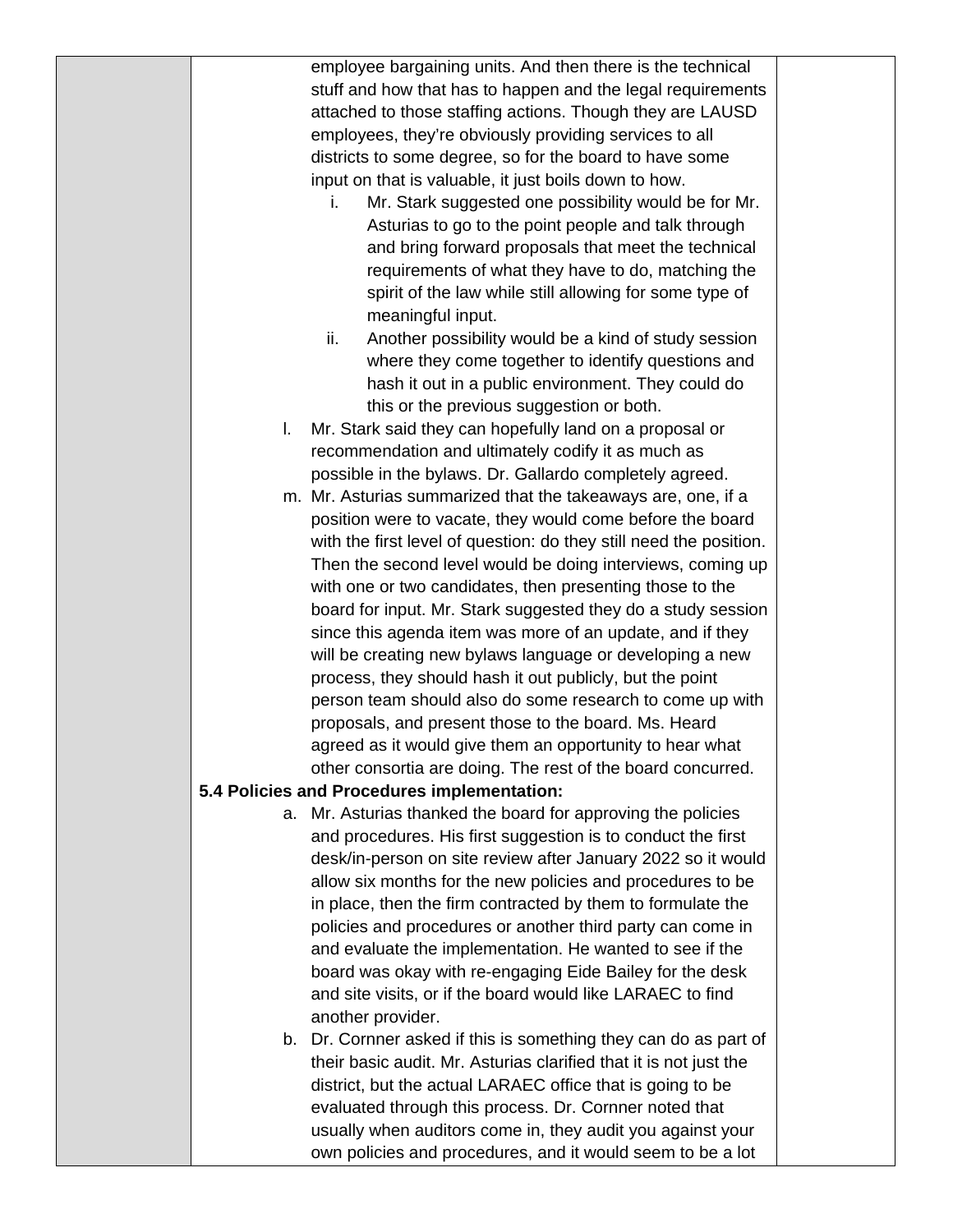employee bargaining units. And then there is the technical stuff and how that has to happen and the legal requirements attached to those staffing actions. Though they are LAUSD employees, they're obviously providing services to all districts to some degree, so for the board to have some input on that is valuable, it just boils down to how.

   i. Mr. Stark suggested one possibility would be for Mr. Asturias to go to the point people and talk through and bring forward proposals that meet the technical requirements of what they have to do, matching the spirit of the law while still allowing for some type of meaningful input.
   ii. Another possibility would be a kind of study session where they come together to identify questions and hash it out in a public environment. They could do this or the previous suggestion or both.

l. Mr. Stark said they can hopefully land on a proposal or recommendation and ultimately codify it as much as possible in the bylaws. Dr. Gallardo completely agreed.

m. Mr. Asturias summarized that the takeaways are, one, if a position were to vacate, they would come before the board with the first level of question: do they still need the position. Then the second level would be doing interviews, coming up with one or two candidates, then presenting those to the board for input. Mr. Stark suggested they do a study session since this agenda item was more of an update, and if they will be creating new bylaws language or developing a new process, they should hash it out publicly, but the point person team should also do some research to come up with proposals, and present those to the board. Ms. Heard agreed as it would give them an opportunity to hear what other consortia are doing. The rest of the board concurred.

**5.4 Policies and Procedures implementation:**

a. Mr. Asturias thanked the board for approving the policies and procedures. His first suggestion is to conduct the first desk/in-person on site review after January 2022 so it would allow six months for the new policies and procedures to be in place, then the firm contracted by them to formulate the policies and procedures or another third party can come in and evaluate the implementation. He wanted to see if the board was okay with re-engaging Eide Bailey for the desk and site visits, or if the board would like LARAEC to find another provider.

b. Dr. Cornner asked if this is something they can do as part of their basic audit. Mr. Asturias clarified that it is not just the district, but the actual LARAEC office that is going to be evaluated through this process. Dr. Cornner noted that usually when auditors come in, they audit you against your own policies and procedures, and it would seem to be a lot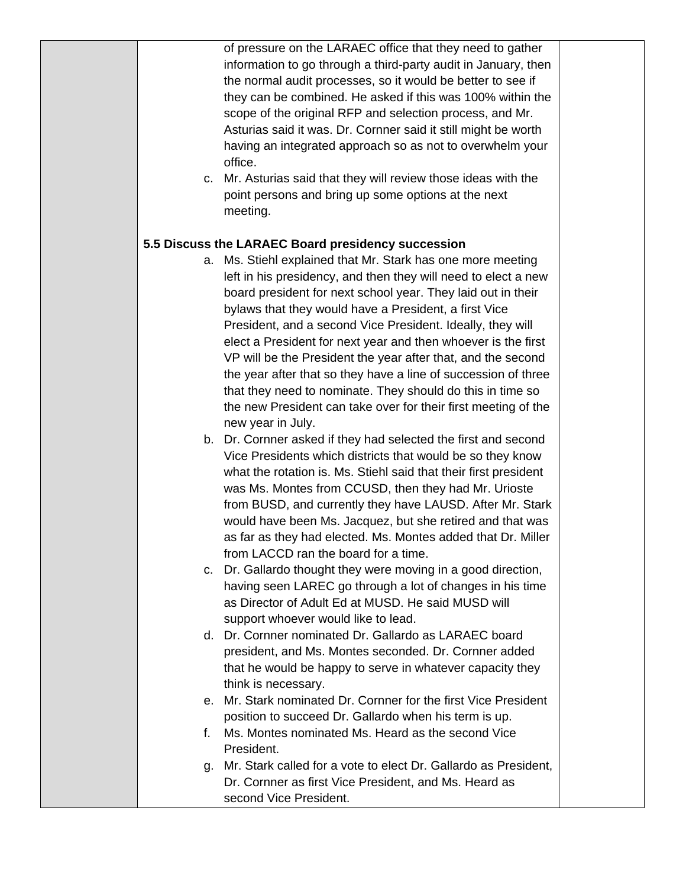of pressure on the LARAEC office that they need to gather information to go through a third-party audit in January, then the normal audit processes, so it would be better to see if they can be combined. He asked if this was 100% within the scope of the original RFP and selection process, and Mr. Asturias said it was. Dr. Cornner said it still might be worth having an integrated approach so as not to overwhelm your office.

c. Mr. Asturias said that they will review those ideas with the point persons and bring up some options at the next meeting.

**5.5 Discuss the LARAEC Board presidency succession**

a. Ms. Stiehl explained that Mr. Stark has one more meeting left in his presidency, and then they will need to elect a new board president for next school year. They laid out in their bylaws that they would have a President, a first Vice President, and a second Vice President. Ideally, they will elect a President for next year and then whoever is the first VP will be the President the year after that, and the second the year after that so they have a line of succession of three that they need to nominate. They should do this in time so the new President can take over for their first meeting of the new year in July.

b. Dr. Cornner asked if they had selected the first and second Vice Presidents which districts that would be so they know what the rotation is. Ms. Stiehl said that their first president was Ms. Montes from CCUSD, then they had Mr. Urioste from BUSD, and currently they have LAUSD. After Mr. Stark would have been Ms. Jacquez, but she retired and that was as far as they had elected. Ms. Montes added that Dr. Miller from LACCD ran the board for a time.

c. Dr. Gallardo thought they were moving in a good direction, having seen LAREC go through a lot of changes in his time as Director of Adult Ed at MUSD. He said MUSD will support whoever would like to lead.

d. Dr. Cornner nominated Dr. Gallardo as LARAEC board president, and Ms. Montes seconded. Dr. Cornner added that he would be happy to serve in whatever capacity they think is necessary.

e. Mr. Stark nominated Dr. Cornner for the first Vice President position to succeed Dr. Gallardo when his term is up.

f. Ms. Montes nominated Ms. Heard as the second Vice President.

g. Mr. Stark called for a vote to elect Dr. Gallardo as President, Dr. Cornner as first Vice President, and Ms. Heard as second Vice President.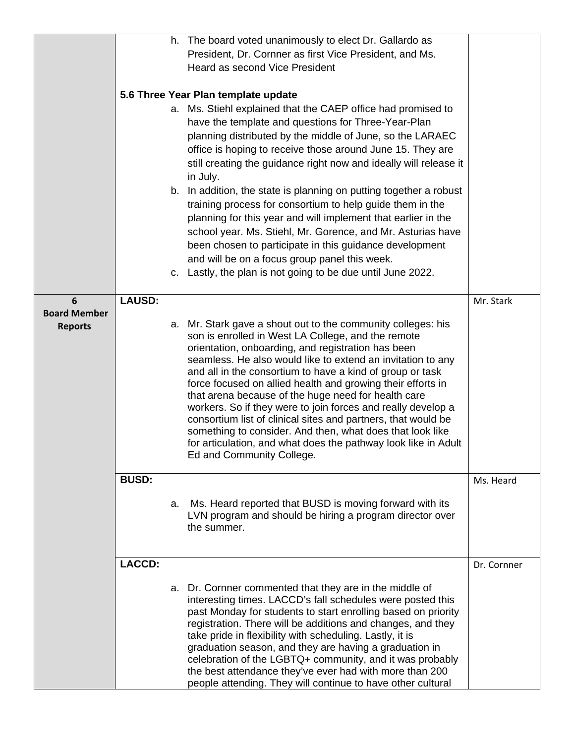| | | |
|---|---|---|
| | h. The board voted unanimously to elect Dr. Gallardo as President, Dr. Cornner as first Vice President, and Ms. Heard as second Vice President<br><br>**5.6 Three Year Plan template update**<br>a. Ms. Stiehl explained that the CAEP office had promised to have the template and questions for Three-Year-Plan planning distributed by the middle of June, so the LARAEC office is hoping to receive those around June 15. They are still creating the guidance right now and ideally will release it in July.<br>b. In addition, the state is planning on putting together a robust training process for consortium to help guide them in the planning for this year and will implement that earlier in the school year. Ms. Stiehl, Mr. Gorence, and Mr. Asturias have been chosen to participate in this guidance development and will be on a focus group panel this week.<br>c. Lastly, the plan is not going to be due until June 2022. | |
| **6 Board Member Reports** | **LAUSD:**<br><br>a. Mr. Stark gave a shout out to the community colleges: his son is enrolled in West LA College, and the remote orientation, onboarding, and registration has been seamless. He also would like to extend an invitation to any and all in the consortium to have a kind of group or task force focused on allied health and growing their efforts in that arena because of the huge need for health care workers. So if they were to join forces and really develop a consortium list of clinical sites and partners, that would be something to consider. And then, what does that look like for articulation, and what does the pathway look like in Adult Ed and Community College. | Mr. Stark |
| | **BUSD:**<br><br>a. Ms. Heard reported that BUSD is moving forward with its LVN program and should be hiring a program director over the summer. | Ms. Heard |
| | **LACCD:**<br><br>a. Dr. Cornner commented that they are in the middle of interesting times. LACCD's fall schedules were posted this past Monday for students to start enrolling based on priority registration. There will be additions and changes, and they take pride in flexibility with scheduling. Lastly, it is graduation season, and they are having a graduation in celebration of the LGBTQ+ community, and it was probably the best attendance they've ever had with more than 200 people attending. They will continue to have other cultural | Dr. Cornner |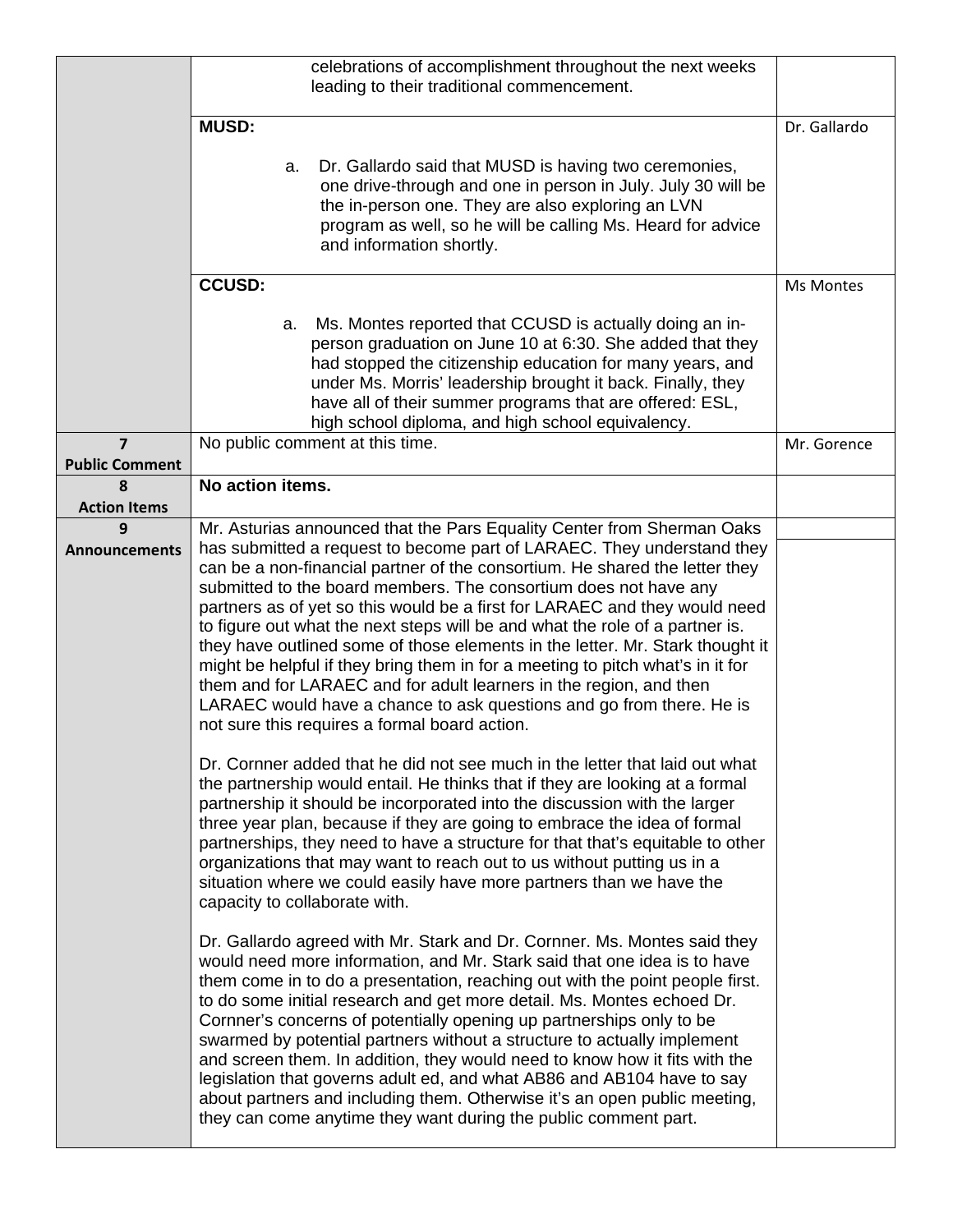| | | |
|---|---|---|
| | celebrations of accomplishment throughout the next weeks leading to their traditional commencement. | |
| | **MUSD:**<br><br>a. Dr. Gallardo said that MUSD is having two ceremonies, one drive-through and one in person in July. July 30 will be the in-person one. They are also exploring an LVN program as well, so he will be calling Ms. Heard for advice and information shortly. | Dr. Gallardo |
| | **CCUSD:**<br><br>a. Ms. Montes reported that CCUSD is actually doing an in-person graduation on June 10 at 6:30. She added that they had stopped the citizenship education for many years, and under Ms. Morris' leadership brought it back. Finally, they have all of their summer programs that are offered: ESL, high school diploma, and high school equivalency. | Ms Montes |
| **7**<br>**Public Comment** | No public comment at this time. | Mr. Gorence |
| **8**<br>**Action Items** | **No action items.** | |
| **9**<br>**Announcements** | Mr. Asturias announced that the Pars Equality Center from Sherman Oaks has submitted a request to become part of LARAEC. They understand they can be a non-financial partner of the consortium. He shared the letter they submitted to the board members. The consortium does not have any partners as of yet so this would be a first for LARAEC and they would need to figure out what the next steps will be and what the role of a partner is. they have outlined some of those elements in the letter. Mr. Stark thought it might be helpful if they bring them in for a meeting to pitch what's in it for them and for LARAEC and for adult learners in the region, and then LARAEC would have a chance to ask questions and go from there. He is not sure this requires a formal board action.<br><br>Dr. Cornner added that he did not see much in the letter that laid out what the partnership would entail. He thinks that if they are looking at a formal partnership it should be incorporated into the discussion with the larger three year plan, because if they are going to embrace the idea of formal partnerships, they need to have a structure for that that's equitable to other organizations that may want to reach out to us without putting us in a situation where we could easily have more partners than we have the capacity to collaborate with.<br><br>Dr. Gallardo agreed with Mr. Stark and Dr. Cornner. Ms. Montes said they would need more information, and Mr. Stark said that one idea is to have them come in to do a presentation, reaching out with the point people first. to do some initial research and get more detail. Ms. Montes echoed Dr. Cornner's concerns of potentially opening up partnerships only to be swarmed by potential partners without a structure to actually implement and screen them. In addition, they would need to know how it fits with the legislation that governs adult ed, and what AB86 and AB104 have to say about partners and including them. Otherwise it's an open public meeting, they can come anytime they want during the public comment part. | |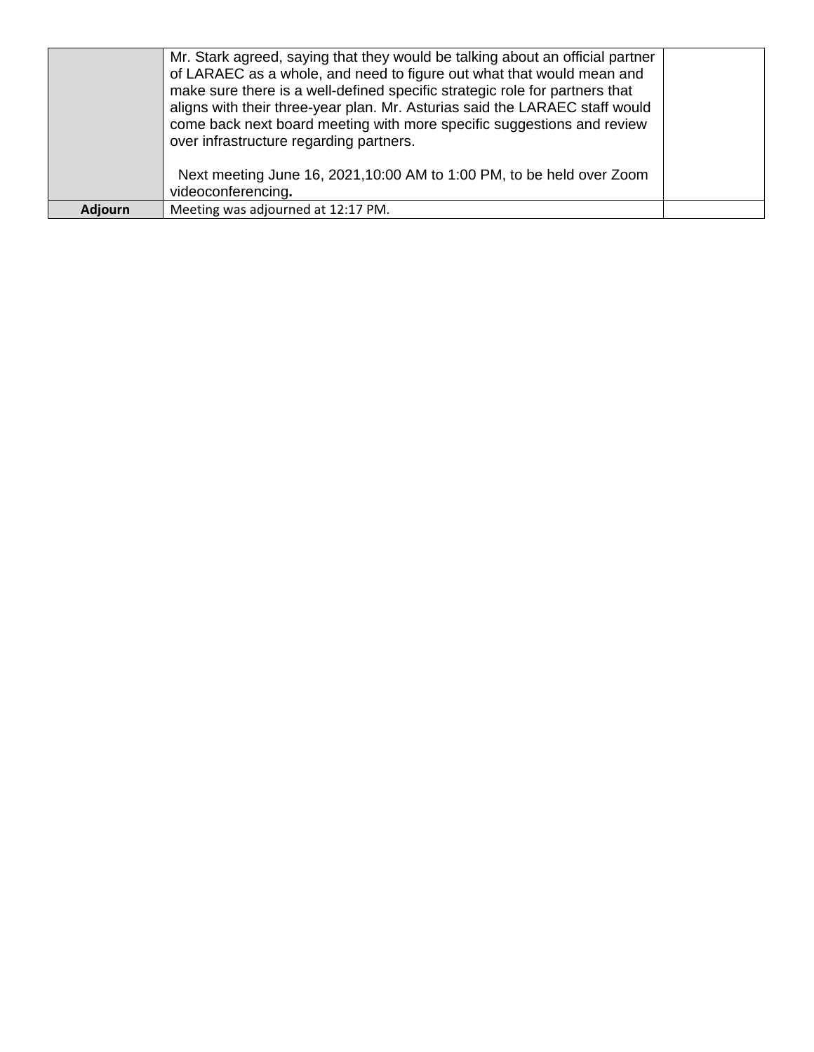| | | |
|---|---|---|
| | Mr. Stark agreed, saying that they would be talking about an official partner of LARAEC as a whole, and need to figure out what that would mean and make sure there is a well-defined specific strategic role for partners that aligns with their three-year plan. Mr. Asturias said the LARAEC staff would come back next board meeting with more specific suggestions and review over infrastructure regarding partners.<br><br>Next meeting June 16, 2021,10:00 AM to 1:00 PM, to be held over Zoom videoconferencing**.** | |
| **Adjourn** | Meeting was adjourned at 12:17 PM. | |